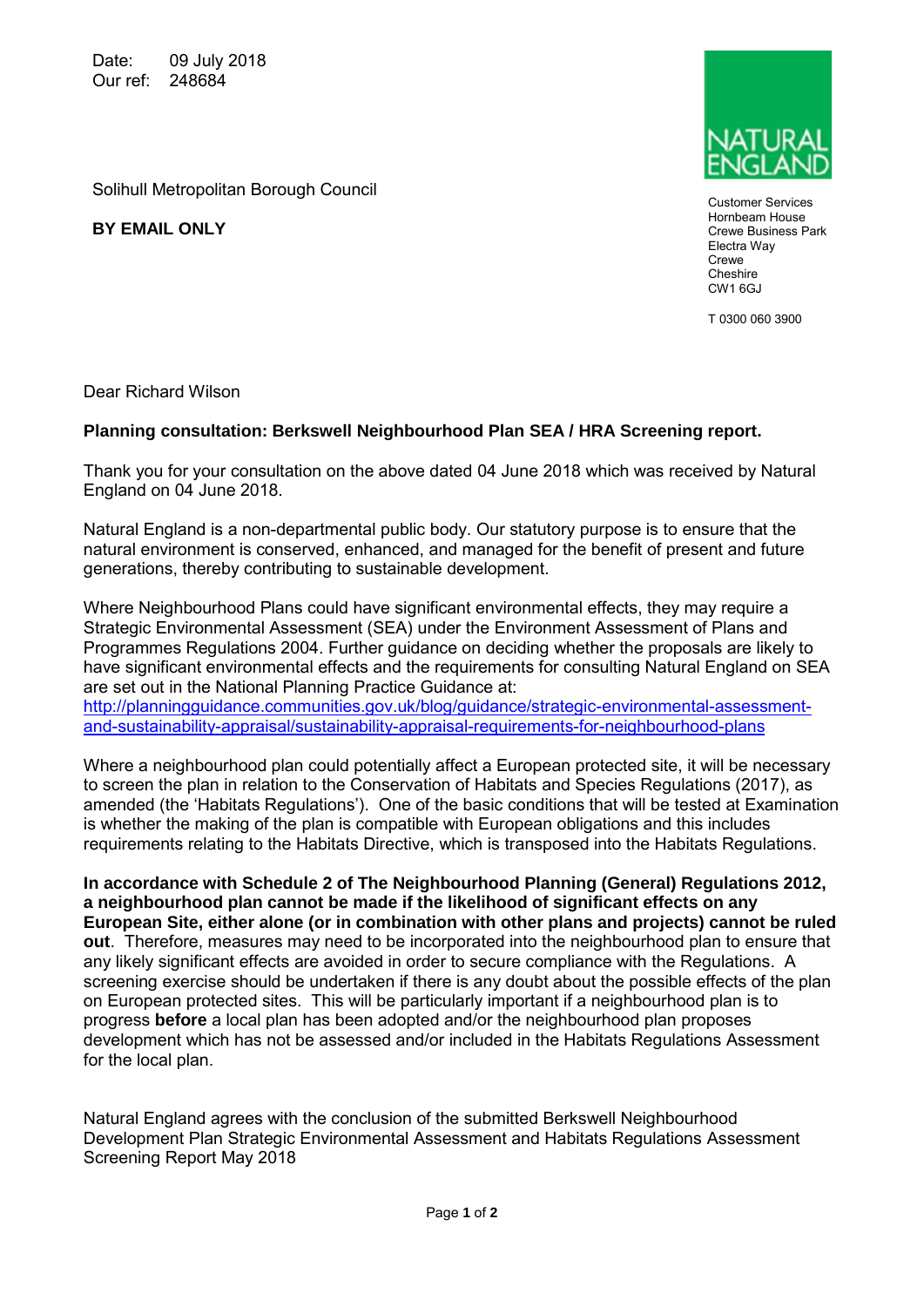Date: 09 July 2018
Our ref: 248684

Solihull Metropolitan Borough Council

**BY EMAIL ONLY**

NATURAL ENGLAND

Customer Services
Hornbeam House
Crewe Business Park
Electra Way
Crewe
Cheshire
CW1 6GJ

T 0300 060 3900

Dear Richard Wilson

**Planning consultation: Berkswell Neighbourhood Plan SEA / HRA Screening report.**

Thank you for your consultation on the above dated 04 June 2018 which was received by Natural England on 04 June 2018.

Natural England is a non-departmental public body. Our statutory purpose is to ensure that the natural environment is conserved, enhanced, and managed for the benefit of present and future generations, thereby contributing to sustainable development.

Where Neighbourhood Plans could have significant environmental effects, they may require a Strategic Environmental Assessment (SEA) under the Environment Assessment of Plans and Programmes Regulations 2004. Further guidance on deciding whether the proposals are likely to have significant environmental effects and the requirements for consulting Natural England on SEA are set out in the National Planning Practice Guidance at: [http://planningguidance.communities.gov.uk/blog/guidance/strategic-environmental-assessment-and-sustainability-appraisal/sustainability-appraisal-requirements-for-neighbourhood-plans](http://planningguidance.communities.gov.uk/blog/guidance/strategic-environmental-assessment-and-sustainability-appraisal/sustainability-appraisal-requirements-for-neighbourhood-plans)

Where a neighbourhood plan could potentially affect a European protected site, it will be necessary to screen the plan in relation to the Conservation of Habitats and Species Regulations (2017), as amended (the 'Habitats Regulations'). One of the basic conditions that will be tested at Examination is whether the making of the plan is compatible with European obligations and this includes requirements relating to the Habitats Directive, which is transposed into the Habitats Regulations.

**In accordance with Schedule 2 of The Neighbourhood Planning (General) Regulations 2012, a neighbourhood plan cannot be made if the likelihood of significant effects on any European Site, either alone (or in combination with other plans and projects) cannot be ruled out**. Therefore, measures may need to be incorporated into the neighbourhood plan to ensure that any likely significant effects are avoided in order to secure compliance with the Regulations. A screening exercise should be undertaken if there is any doubt about the possible effects of the plan on European protected sites. This will be particularly important if a neighbourhood plan is to progress **before** a local plan has been adopted and/or the neighbourhood plan proposes development which has not be assessed and/or included in the Habitats Regulations Assessment for the local plan.

Natural England agrees with the conclusion of the submitted Berkswell Neighbourhood Development Plan Strategic Environmental Assessment and Habitats Regulations Assessment Screening Report May 2018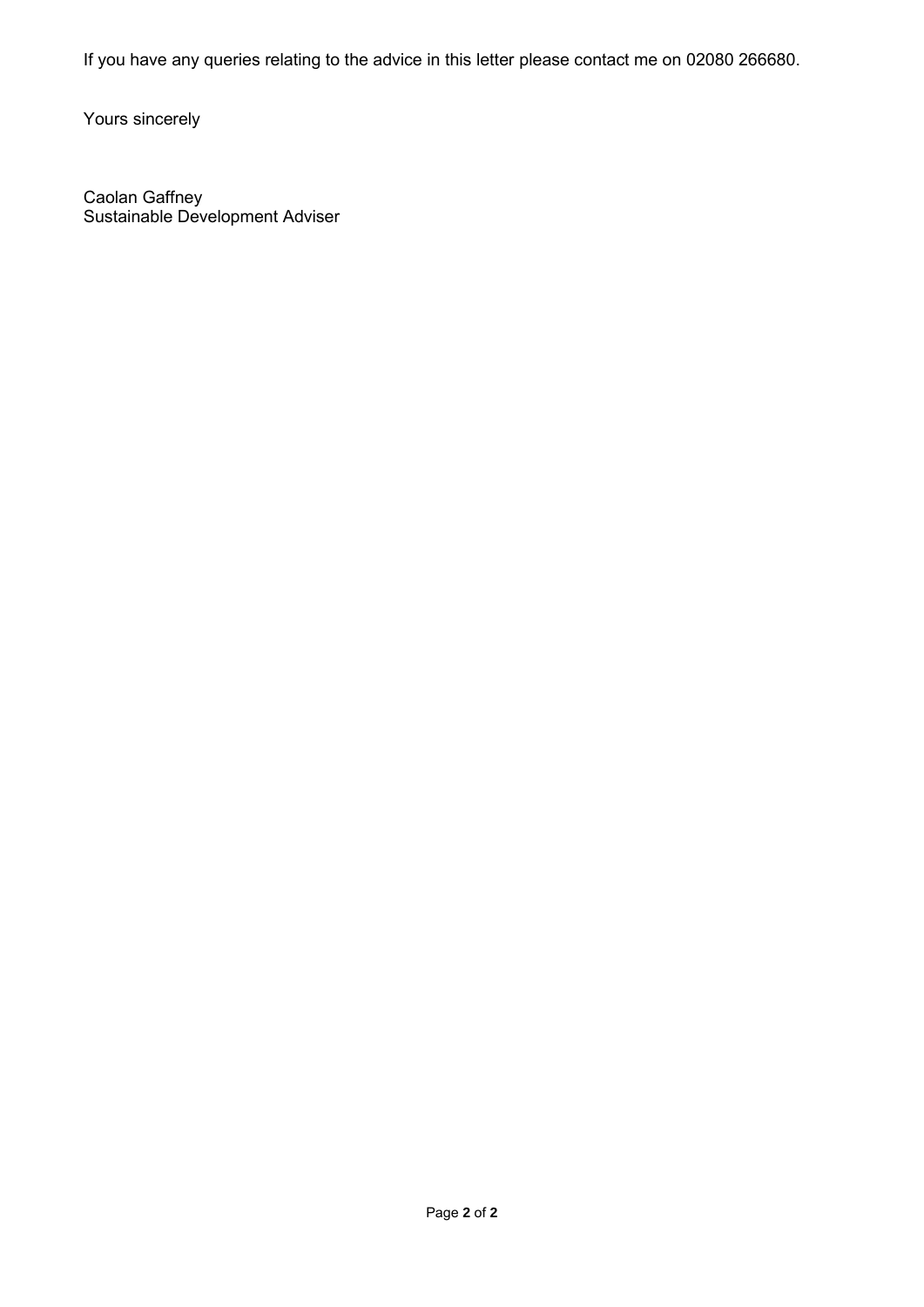If you have any queries relating to the advice in this letter please contact me on 02080 266680.

Yours sincerely

Caolan Gaffney
Sustainable Development Adviser